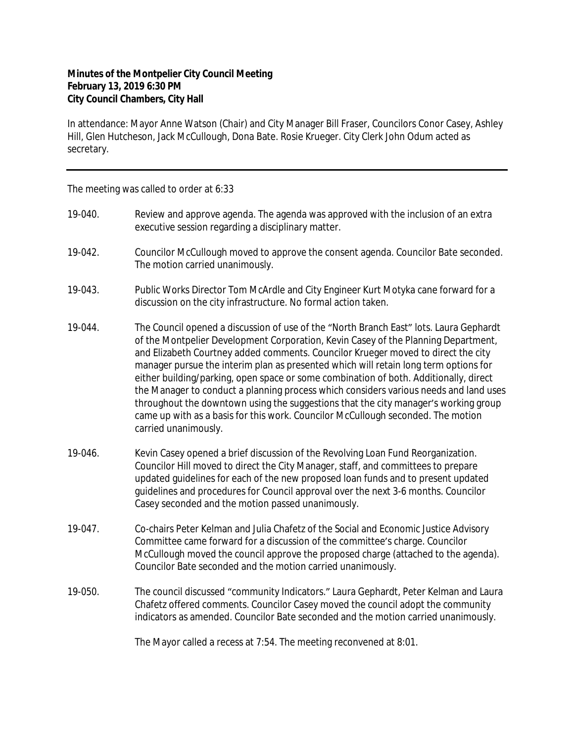**Minutes of the Montpelier City Council Meeting**
**February 13, 2019 6:30 PM**
**City Council Chambers, City Hall**

In attendance: Mayor Anne Watson (Chair) and City Manager Bill Fraser, Councilors Conor Casey, Ashley Hill, Glen Hutcheson, Jack McCullough, Dona Bate. Rosie Krueger. City Clerk John Odum acted as secretary.

---

The meeting was called to order at 6:33

19-040. Review and approve agenda. The agenda was approved with the inclusion of an extra executive session regarding a disciplinary matter.

19-042. Councilor McCullough moved to approve the consent agenda. Councilor Bate seconded. The motion carried unanimously.

19-043. Public Works Director Tom McArdle and City Engineer Kurt Motyka cane forward for a discussion on the city infrastructure. No formal action taken.

19-044. The Council opened a discussion of use of the "North Branch East" lots. Laura Gephardt of the Montpelier Development Corporation, Kevin Casey of the Planning Department, and Elizabeth Courtney added comments. Councilor Krueger moved to direct the city manager pursue the interim plan as presented which will retain long term options for either building/parking, open space or some combination of both. Additionally, direct the Manager to conduct a planning process which considers various needs and land uses throughout the downtown using the suggestions that the city manager's working group came up with as a basis for this work. Councilor McCullough seconded. The motion carried unanimously.

19-046. Kevin Casey opened a brief discussion of the Revolving Loan Fund Reorganization. Councilor Hill moved to direct the City Manager, staff, and committees to prepare updated guidelines for each of the new proposed loan funds and to present updated guidelines and procedures for Council approval over the next 3-6 months. Councilor Casey seconded and the motion passed unanimously.

19-047. Co-chairs Peter Kelman and Julia Chafetz of the Social and Economic Justice Advisory Committee came forward for a discussion of the committee's charge. Councilor McCullough moved the council approve the proposed charge (attached to the agenda). Councilor Bate seconded and the motion carried unanimously.

19-050. The council discussed "community Indicators." Laura Gephardt, Peter Kelman and Laura Chafetz offered comments. Councilor Casey moved the council adopt the community indicators as amended. Councilor Bate seconded and the motion carried unanimously.

The Mayor called a recess at 7:54. The meeting reconvened at 8:01.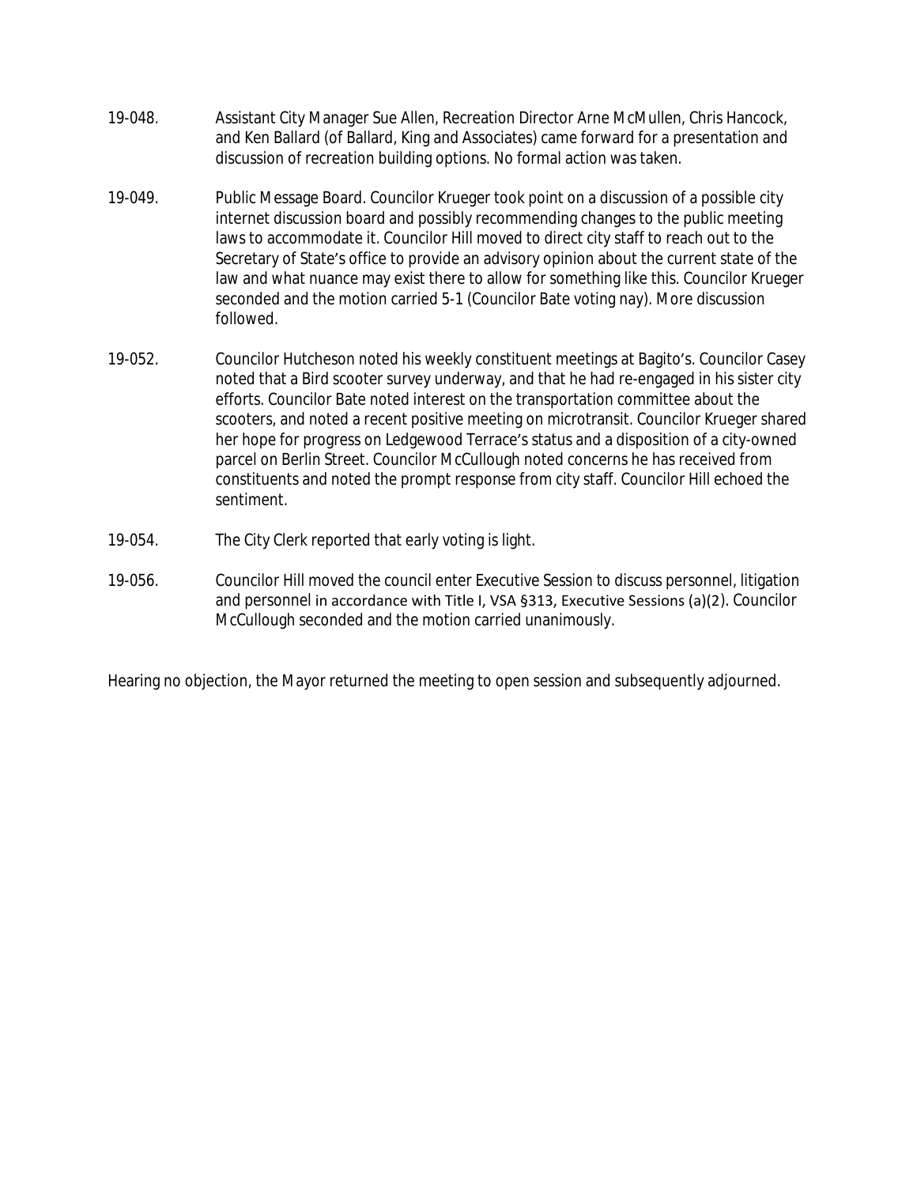19-048. Assistant City Manager Sue Allen, Recreation Director Arne McMullen, Chris Hancock, and Ken Ballard (of Ballard, King and Associates) came forward for a presentation and discussion of recreation building options. No formal action was taken.

19-049. Public Message Board. Councilor Krueger took point on a discussion of a possible city internet discussion board and possibly recommending changes to the public meeting laws to accommodate it. Councilor Hill moved to direct city staff to reach out to the Secretary of State's office to provide an advisory opinion about the current state of the law and what nuance may exist there to allow for something like this. Councilor Krueger seconded and the motion carried 5-1 (Councilor Bate voting nay). More discussion followed.

19-052. Councilor Hutcheson noted his weekly constituent meetings at Bagito's. Councilor Casey noted that a Bird scooter survey underway, and that he had re-engaged in his sister city efforts. Councilor Bate noted interest on the transportation committee about the scooters, and noted a recent positive meeting on microtransit. Councilor Krueger shared her hope for progress on Ledgewood Terrace's status and a disposition of a city-owned parcel on Berlin Street. Councilor McCullough noted concerns he has received from constituents and noted the prompt response from city staff. Councilor Hill echoed the sentiment.

19-054. The City Clerk reported that early voting is light.

19-056. Councilor Hill moved the council enter Executive Session to discuss personnel, litigation and personnel in accordance with Title I, VSA §313, Executive Sessions (a)(2). Councilor McCullough seconded and the motion carried unanimously.

Hearing no objection, the Mayor returned the meeting to open session and subsequently adjourned.